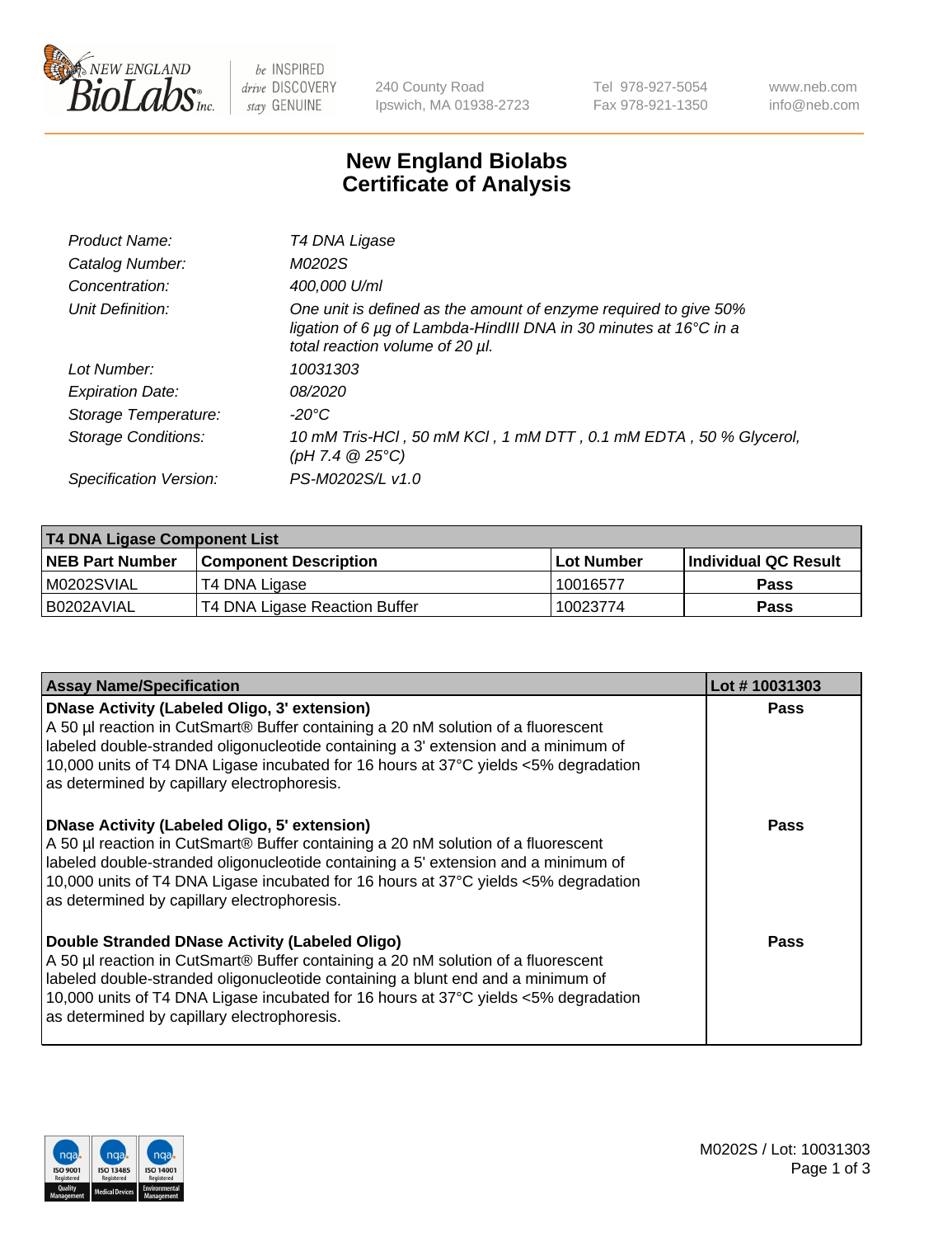# New England Biolabs
# Certificate of Analysis

| | |
|---|---|
| *Product Name:* | *T4 DNA Ligase* |
| *Catalog Number:* | *M0202S* |
| *Concentration:* | *400,000 U/ml* |
| *Unit Definition:* | *One unit is defined as the amount of enzyme required to give 50% ligation of 6 µg of Lambda-HindIII DNA in 30 minutes at 16°C in a total reaction volume of 20 µl.* |
| *Lot Number:* | *10031303* |
| *Expiration Date:* | *08/2020* |
| *Storage Temperature:* | *-20°C* |
| *Storage Conditions:* | *10 mM Tris-HCl , 50 mM KCl , 1 mM DTT , 0.1 mM EDTA , 50 % Glycerol, (pH 7.4 @ 25°C)* |
| *Specification Version:* | *PS-M0202S/L v1.0* |

| T4 DNA Ligase Component List | | | |
|---|---|---|---|
| **NEB Part Number** | **Component Description** | **Lot Number** | **Individual QC Result** |
| M0202SVIAL | T4 DNA Ligase | 10016577 | **Pass** |
| B0202AVIAL | T4 DNA Ligase Reaction Buffer | 10023774 | **Pass** |

| Assay Name/Specification | Lot # 10031303 |
|---|---|
| **DNase Activity (Labeled Oligo, 3' extension)**<br>A 50 µl reaction in CutSmart® Buffer containing a 20 nM solution of a fluorescent labeled double-stranded oligonucleotide containing a 3' extension and a minimum of 10,000 units of T4 DNA Ligase incubated for 16 hours at 37°C yields <5% degradation as determined by capillary electrophoresis. | **Pass** |
| **DNase Activity (Labeled Oligo, 5' extension)**<br>A 50 µl reaction in CutSmart® Buffer containing a 20 nM solution of a fluorescent labeled double-stranded oligonucleotide containing a 5' extension and a minimum of 10,000 units of T4 DNA Ligase incubated for 16 hours at 37°C yields <5% degradation as determined by capillary electrophoresis. | **Pass** |
| **Double Stranded DNase Activity (Labeled Oligo)**<br>A 50 µl reaction in CutSmart® Buffer containing a 20 nM solution of a fluorescent labeled double-stranded oligonucleotide containing a blunt end and a minimum of 10,000 units of T4 DNA Ligase incubated for 16 hours at 37°C yields <5% degradation as determined by capillary electrophoresis. | **Pass** |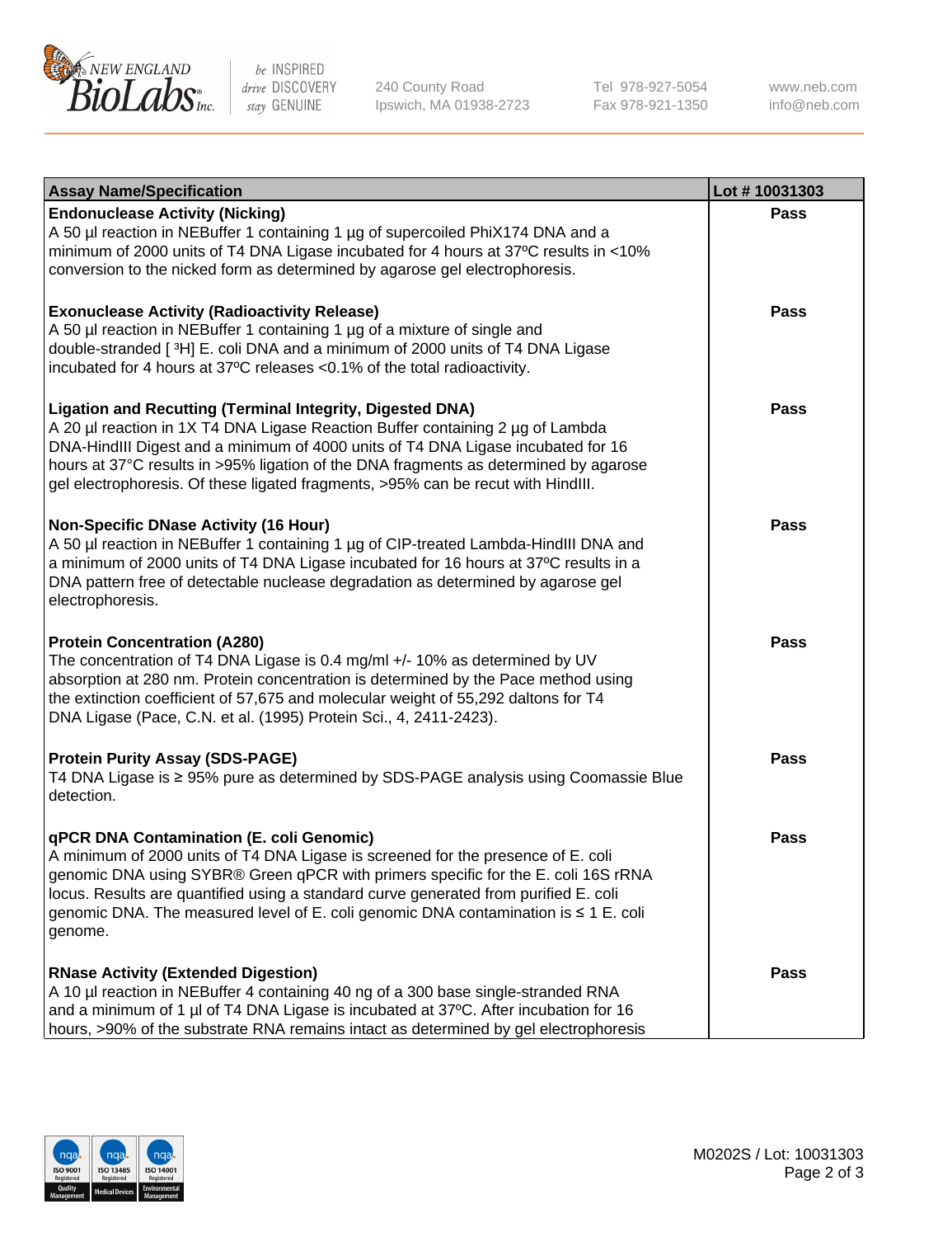| Assay Name/Specification | Lot # 10031303 |
| --- | --- |
| **Endonuclease Activity (Nicking)**<br>A 50 µl reaction in NEBuffer 1 containing 1 µg of supercoiled PhiX174 DNA and a minimum of 2000 units of T4 DNA Ligase incubated for 4 hours at 37ºC results in <10% conversion to the nicked form as determined by agarose gel electrophoresis. | Pass |
| **Exonuclease Activity (Radioactivity Release)**<br>A 50 µl reaction in NEBuffer 1 containing 1 µg of a mixture of single and double-stranded [ $^3$H] E. coli DNA and a minimum of 2000 units of T4 DNA Ligase incubated for 4 hours at 37ºC releases <0.1% of the total radioactivity. | Pass |
| **Ligation and Recutting (Terminal Integrity, Digested DNA)**<br>A 20 µl reaction in 1X T4 DNA Ligase Reaction Buffer containing 2 µg of Lambda DNA-HindIII Digest and a minimum of 4000 units of T4 DNA Ligase incubated for 16 hours at 37°C results in >95% ligation of the DNA fragments as determined by agarose gel electrophoresis. Of these ligated fragments, >95% can be recut with HindIII. | Pass |
| **Non-Specific DNase Activity (16 Hour)**<br>A 50 µl reaction in NEBuffer 1 containing 1 µg of CIP-treated Lambda-HindIII DNA and a minimum of 2000 units of T4 DNA Ligase incubated for 16 hours at 37ºC results in a DNA pattern free of detectable nuclease degradation as determined by agarose gel electrophoresis. | Pass |
| **Protein Concentration (A280)**<br>The concentration of T4 DNA Ligase is 0.4 mg/ml +/- 10% as determined by UV absorption at 280 nm. Protein concentration is determined by the Pace method using the extinction coefficient of 57,675 and molecular weight of 55,292 daltons for T4 DNA Ligase (Pace, C.N. et al. (1995) Protein Sci., 4, 2411-2423). | Pass |
| **Protein Purity Assay (SDS-PAGE)**<br>T4 DNA Ligase is ≥ 95% pure as determined by SDS-PAGE analysis using Coomassie Blue detection. | Pass |
| **qPCR DNA Contamination (E. coli Genomic)**<br>A minimum of 2000 units of T4 DNA Ligase is screened for the presence of E. coli genomic DNA using SYBR® Green qPCR with primers specific for the E. coli 16S rRNA locus. Results are quantified using a standard curve generated from purified E. coli genomic DNA. The measured level of E. coli genomic DNA contamination is ≤ 1 E. coli genome. | Pass |
| **RNase Activity (Extended Digestion)**<br>A 10 µl reaction in NEBuffer 4 containing 40 ng of a 300 base single-stranded RNA and a minimum of 1 µl of T4 DNA Ligase is incubated at 37ºC. After incubation for 16 hours, >90% of the substrate RNA remains intact as determined by gel electrophoresis | Pass |

M0202S / Lot: 10031303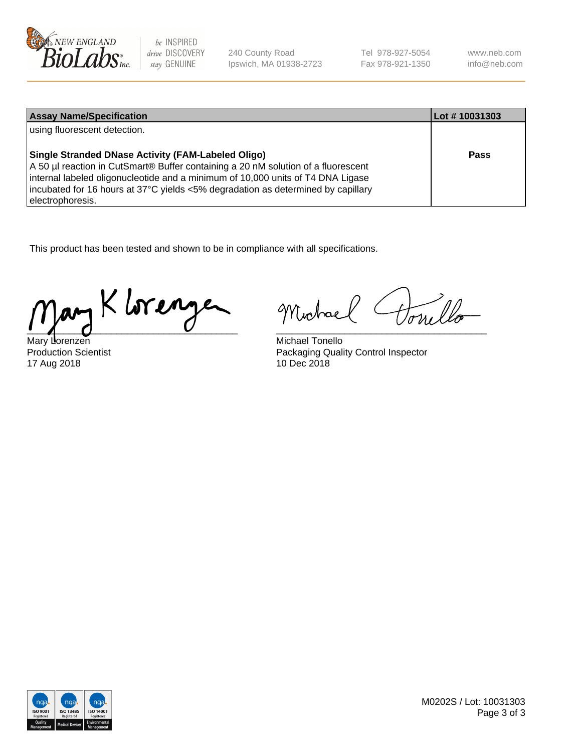| Assay Name/Specification | Lot # 10031303 |
|---|---|
| using fluorescent detection. | |
| **Single Stranded DNase Activity (FAM-Labeled Oligo)**<br>A 50 µl reaction in CutSmart® Buffer containing a 20 nM solution of a fluorescent internal labeled oligonucleotide and a minimum of 10,000 units of T4 DNA Ligase incubated for 16 hours at 37°C yields <5% degradation as determined by capillary electrophoresis. | **Pass** |

This product has been tested and shown to be in compliance with all specifications.

Mary Lorenzen
Production Scientist
17 Aug 2018

Michael Tonello
Packaging Quality Control Inspector
10 Dec 2018

M0202S / Lot: 10031303